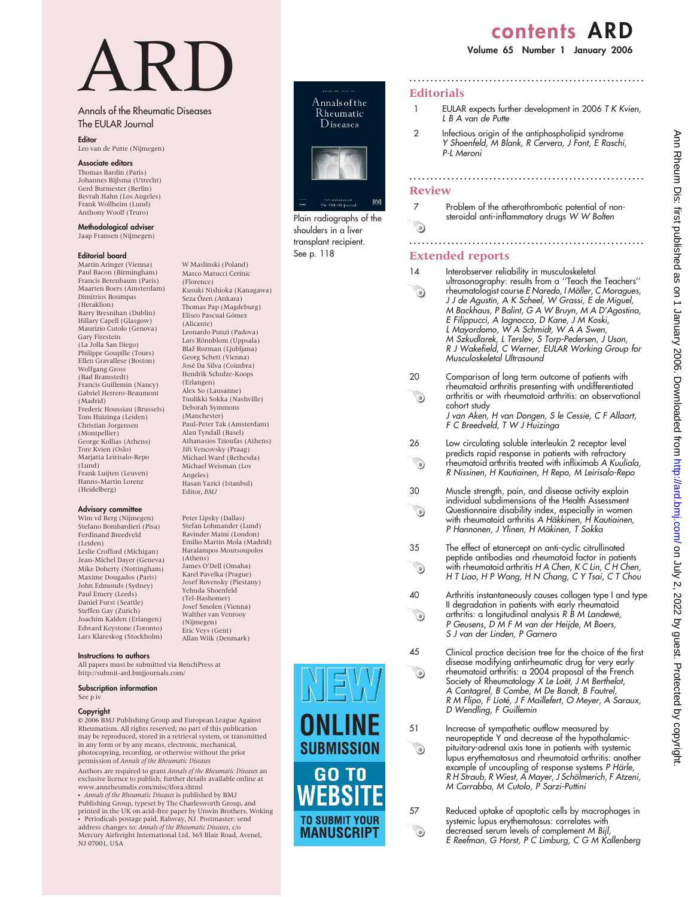# ARD

Annals of the Rheumatic Diseases
The EULAR Journal

**Editor**
Leo van de Putte (Nijmegen)

**Associate editors**
Thomas Bardin (Paris)
Johannes Bijlsma (Utrecht)
Gerd Burmester (Berlin)
Bevrah Hahn (Los Angeles)
Frank Wollheim (Lund)
Anthony Woolf (Truro)

**Methodological adviser**
Jaap Fransen (Nijmegen)

**Editorial board**
Martin Aringer (Vienna)
Paul Bacon (Birmingham)
Francis Berenbaum (Paris)
Maarten Boers (Amsterdam)
Dimitrios Boumpas (Heraklion)
Barry Bresnihan (Dublin)
Hillary Capell (Glasgow)
Maurizio Cutolo (Genova)
Gary Firestein (La Jolla San Diego)
Philippe Goupille (Tours)
Ellen Gravallese (Boston)
Wolfgang Gross (Bad Bramstedt)
Francis Guillemin (Nancy)
Gabriel Herrero-Beaumont (Madrid)
Frederic Houssiau (Brussels)
Tom Huizinga (Leiden)
Christian Jorgensen (Montpellier)
George Kollias (Athens)
Tore Kvien (Oslo)
Marjatta Leirisalo-Repo (Lund)
Frank Luijten (Leuven)
Hanns-Martin Lorenz (Heidelberg)
W Maslinski (Poland)
Marco Matucci Cerinic (Florence)
Kusuki Nishioka (Kanagawa)
Seza Özen (Ankara)
Thomas Pap (Magdeburg)
Eliseo Pascual Gómez (Alicante)
Leonardo Punzi (Padova)
Lars Rönnblom (Uppsala)
Blaž Rozman (Ljubljana)
Georg Schett (Vienna)
José Da Silva (Coimbra)
Hendrik Schulze-Koops (Erlangen)
Alex So (Lausanne)
Tuulikki Sokka (Nashville)
Deborah Symmons (Manchester)
Paul-Peter Tak (Amsterdam)
Alan Tyndall (Basel)
Athanasios Tzioufas (Athens)
Jiří Vencovský (Praag)
Michael Ward (Bethesda)
Michael Weisman (Los Angeles)
Hasan Yazici (Istanbul)
Editor, *BMJ*

**Advisory committee**
Wim vd Berg (Nijmegen)
Stefano Bombardieri (Pisa)
Ferdinand Breedveld (Leiden)
Leslie Crofford (Michigan)
Jean-Michel Dayer (Geneva)
Mike Doherty (Nottingham)
Maxime Dougados (Paris)
John Edmonds (Sydney)
Paul Emery (Leeds)
Daniel Furst (Seattle)
Steffen Gay (Zurich)
Joachim Kalden (Erlangen)
Edward Keystone (Toronto)
Lars Klareskog (Stockholm)
Peter Lipsky (Dallas)
Stefan Lohmander (Lund)
Ravinder Maini (London)
Emilio Martin Mola (Madrid)
Haralampos Moutsopoulos (Athens)
James O'Dell (Omaha)
Karel Pavelka (Prague)
Josef Rovensky (Piestany)
Yehuda Shoenfeld (Tel-Hashomer)
Josef Smolen (Vienna)
Walther van Venrooy (Nijmegen)
Eric Veys (Gent)
Allan Wiik (Denmark)

**Instructions to authors**
All papers must be submitted via BenchPress at http://submit-ard.bmjjournals.com/

**Subscription information**
See p iv

**Copyright**
© 2006 BMJ Publishing Group and European League Against Rheumatism. All rights reserved; no part of this publication may be reproduced, stored in a retrieval system, or transmitted in any form or by any means, electronic, mechanical, photocopying, recording, or otherwise without the prior permission of *Annals of the Rheumatic Diseases*

Authors are required to grant *Annals of the Rheumatic Diseases* an exclusive licence to publish; further details available online at www.annrheumdis.com/misc/ifora.shtml

• *Annals of the Rheumatic Diseases* is published by BMJ Publishing Group, typeset by The Charlesworth Group, and printed in the UK on acid-free paper by Unwin Brothers, Woking
• Periodicals postage paid, Rahway, NJ. Postmaster: send address changes to: *Annals of the Rheumatic Diseases*, c/o Mercury Airfreight International Ltd, 365 Blair Road, Avenel, NJ 07001, USA

Plain radiographs of the shoulders in a liver transplant recipient. See p. 118

NEW ONLINE SUBMISSION
GO TO WEBSITE TO SUBMIT YOUR MANUSCRIPT

# contents ARD

**Volume 65 Number 1 January 2006**

## Editorials

1 EULAR expects further development in 2006 *T K Kvien, L B A van de Putte*

2 Infectious origin of the antiphospholipid syndrome *Y Shoenfeld, M Blank, R Cervera, J Font, E Raschi, P-L Meroni*

## Review

7 Problem of the atherothrombotic potential of non-steroidal anti-inflammatory drugs *W W Bolten*

## Extended reports

14 Interobserver reliability in musculoskeletal ultrasonography: results from a "Teach the Teachers" rheumatologist course *E Naredo, I Möller, C Moragues, J J de Agustín, A K Scheel, W Grassi, E de Miguel, M Backhaus, P Balint, G A W Bruyn, M A D'Agostino, E Filippucci, A Iagnocco, D Kane, J M Koski, L Mayordomo, W A Schmidt, W A A Swen, M Szkudlarek, L Terslev, S Torp-Pedersen, J Uson, R J Wakefield, C Werner, EULAR Working Group for Musculoskeletal Ultrasound*

20 Comparison of long term outcome of patients with rheumatoid arthritis presenting with undifferentiated arthritis or with rheumatoid arthritis: an observational cohort study
*J van Aken, H van Dongen, S le Cessie, C F Allaart, F C Breedveld, T W J Huizinga*

26 Low circulating soluble interleukin 2 receptor level predicts rapid response in patients with refractory rheumatoid arthritis treated with infliximab *A Kuuliala, R Nissinen, H Kautiainen, H Repo, M Leirisalo-Repo*

30 Muscle strength, pain, and disease activity explain individual subdimensions of the Health Assessment Questionnaire disability index, especially in women with rheumatoid arthritis *A Häkkinen, H Kautiainen, P Hannonen, J Ylinen, H Mäkinen, T Sokka*

35 The effect of etanercept on anti-cyclic citrullinated peptide antibodies and rheumatoid factor in patients with rheumatoid arthritis *H A Chen, K C Lin, C H Chen, H T Liao, H P Wang, H N Chang, C Y Tsai, C T Chou*

40 Arthritis instantaneously causes collagen type I and type II degradation in patients with early rheumatoid arthritis: a longitudinal analysis *R B M Landewé, P Geusens, D M F M van der Heijde, M Boers, S J van der Linden, P Garnero*

45 Clinical practice decision tree for the choice of the first disease modifying antirheumatic drug for very early rheumatoid arthritis: a 2004 proposal of the French Society of Rheumatology *X Le Loët, J M Berthelot, A Cantagrel, B Combe, M De Bandt, B Fautrel, R M Flipo, F Lioté, J F Maillefert, O Meyer, A Saraux, D Wendling, F Guillemin*

51 Increase of sympathetic outflow measured by neuropeptide Y and decrease of the hypothalamic-pituitary-adrenal axis tone in patients with systemic lupus erythematosus and rheumatoid arthritis: another example of uncoupling of response systems *P Härle, R H Straub, R Wiest, A Mayer, J Schölmerich, F Atzeni, M Carrabba, M Cutolo, P Sarzi-Puttini*

57 Reduced uptake of apoptotic cells by macrophages in systemic lupus erythematosus: correlates with decreased serum levels of complement *M Bijl, E Reefman, G Horst, P C Limburg, C G M Kallenberg*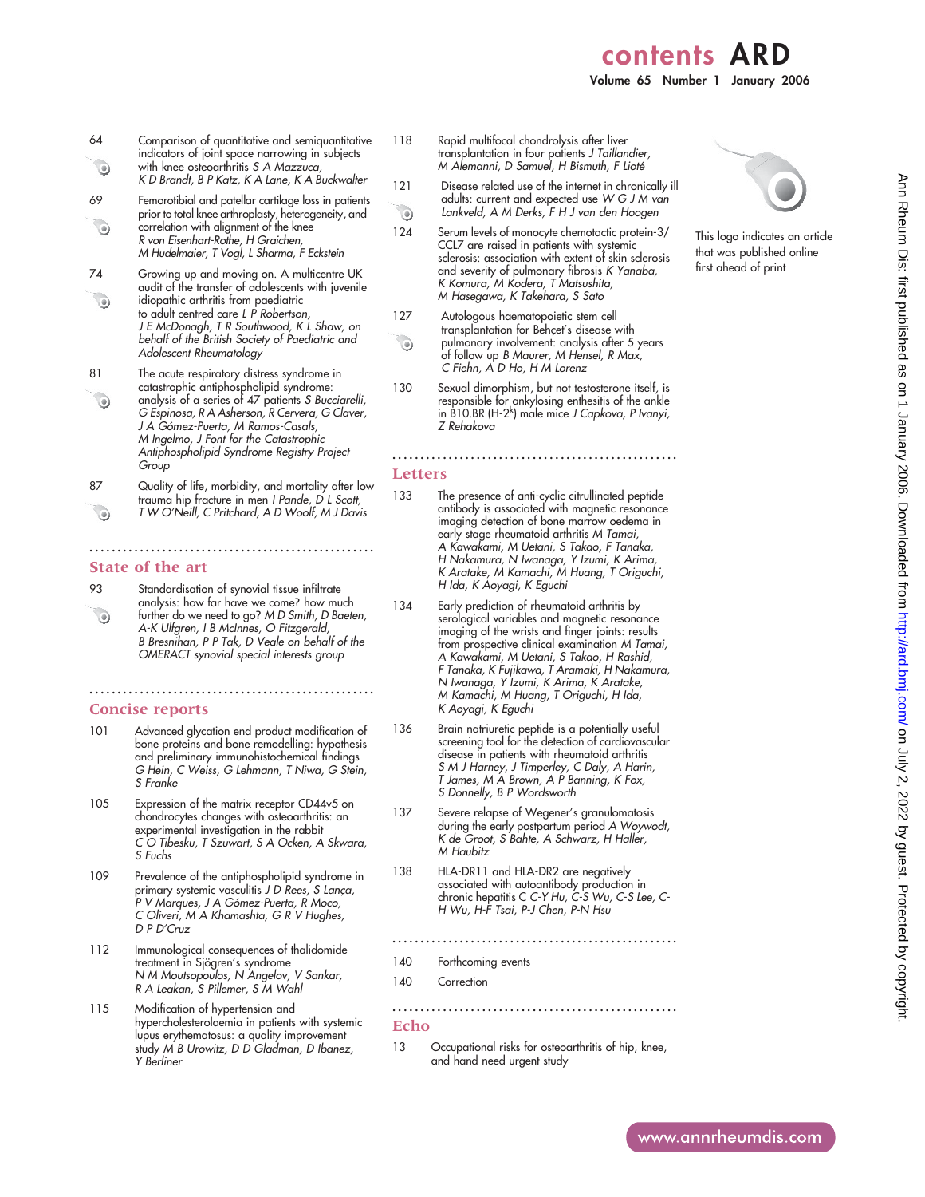# contents ARD

Volume 65 Number 1 January 2006

64 Comparison of quantitative and semiquantitative indicators of joint space narrowing in subjects with knee osteoarthritis *S A Mazzuca, K D Brandt, B P Katz, K A Lane, K A Buckwalter*

69 Femorotibial and patellar cartilage loss in patients prior to total knee arthroplasty, heterogeneity, and correlation with alignment of the knee *R von Eisenhart-Rothe, H Graichen, M Hudelmaier, T Vogl, L Sharma, F Eckstein*

74 Growing up and moving on. A multicentre UK audit of the transfer of adolescents with juvenile idiopathic arthritis from paediatric to adult centred care *L P Robertson, J E McDonagh, T R Southwood, K L Shaw, on behalf of the British Society of Paediatric and Adolescent Rheumatology*

81 The acute respiratory distress syndrome in catastrophic antiphospholipid syndrome: analysis of a series of 47 patients *S Bucciarelli, G Espinosa, R A Asherson, R Cervera, G Claver, J A Gómez-Puerta, M Ramos-Casals, M Ingelmo, J Font for the Catastrophic Antiphospholipid Syndrome Registry Project Group*

87 Quality of life, morbidity, and mortality after low trauma hip fracture in men *I Pande, D L Scott, T W O'Neill, C Pritchard, A D Woolf, M J Davis*

## State of the art

93 Standardisation of synovial tissue infiltrate analysis: how far have we come? how much further do we need to go? *M D Smith, D Baeten, A-K Ulfgren, I B McInnes, O Fitzgerald, B Bresnihan, P P Tak, D Veale on behalf of the OMERACT synovial special interests group*

## Concise reports

101 Advanced glycation end product modification of bone proteins and bone remodelling: hypothesis and preliminary immunohistochemical findings *G Hein, C Weiss, G Lehmann, T Niwa, G Stein, S Franke*

105 Expression of the matrix receptor CD44v5 on chondrocytes changes with osteoarthritis: an experimental investigation in the rabbit *C O Tibesku, T Szuwart, S A Ocken, A Skwara, S Fuchs*

109 Prevalence of the antiphospholipid syndrome in primary systemic vasculitis *J D Rees, S Lança, P V Marques, J A Gómez-Puerta, R Moco, C Oliveri, M A Khamashta, G R V Hughes, D P D'Cruz*

112 Immunological consequences of thalidomide treatment in Sjögren's syndrome *N M Moutsopoulos, N Angelov, V Sankar, R A Leakan, S Pillemer, S M Wahl*

115 Modification of hypertension and hypercholesterolaemia in patients with systemic lupus erythematosus: a quality improvement study *M B Urowitz, D D Gladman, D Ibanez, Y Berliner*

118 Rapid multifocal chondrolysis after liver transplantation in four patients *J Taillandier, M Alemanni, D Samuel, H Bismuth, F Lioté*

121 Disease related use of the internet in chronically ill adults: current and expected use *W G J M van Lankveld, A M Derks, F H J van den Hoogen*

124 Serum levels of monocyte chemotactic protein-3/CCL7 are raised in patients with systemic sclerosis: association with extent of skin sclerosis and severity of pulmonary fibrosis *K Yanaba, K Komura, M Kodera, T Matsushita, M Hasegawa, K Takehara, S Sato*

127 Autologous haematopoietic stem cell transplantation for Behçet's disease with pulmonary involvement: analysis after 5 years of follow up *B Maurer, M Hensel, R Max, C Fiehn, A D Ho, H M Lorenz*

130 Sexual dimorphism, but not testosterone itself, is responsible for ankylosing enthesitis of the ankle in B10.BR (H-2$^k$) male mice *J Capkova, P Ivanyi, Z Rehakova*

## Letters

133 The presence of anti-cyclic citrullinated peptide antibody is associated with magnetic resonance imaging detection of bone marrow oedema in early stage rheumatoid arthritis *M Tamai, A Kawakami, M Uetani, S Takao, F Tanaka, H Nakamura, N Iwanaga, Y Izumi, K Arima, K Aratake, M Kamachi, M Huang, T Origuchi, H Ida, K Aoyagi, K Eguchi*

134 Early prediction of rheumatoid arthritis by serological variables and magnetic resonance imaging of the wrists and finger joints: results from prospective clinical examination *M Tamai, A Kawakami, M Uetani, S Takao, H Rashid, F Tanaka, K Fujikawa, T Aramaki, H Nakamura, N Iwanaga, Y Izumi, K Arima, K Aratake, M Kamachi, M Huang, T Origuchi, H Ida, K Aoyagi, K Eguchi*

136 Brain natriuretic peptide is a potentially useful screening tool for the detection of cardiovascular disease in patients with rheumatoid arthritis *S M J Harney, J Timperley, C Daly, A Harin, T James, M A Brown, A P Banning, K Fox, S Donnelly, B P Wordsworth*

137 Severe relapse of Wegener's granulomatosis during the early postpartum period *A Woywodt, K de Groot, S Bahte, A Schwarz, H Haller, M Haubitz*

138 HLA-DR11 and HLA-DR2 are negatively associated with autoantibody production in chronic hepatitis C *C-Y Hu, C-S Wu, C-S Lee, C-H Wu, H-F Tsai, P-J Chen, P-N Hsu*

140 Forthcoming events

140 Correction

## Echo

13 Occupational risks for osteoarthritis of hip, knee, and hand need urgent study

This logo indicates an article that was published online first ahead of print

www.annrheumdis.com